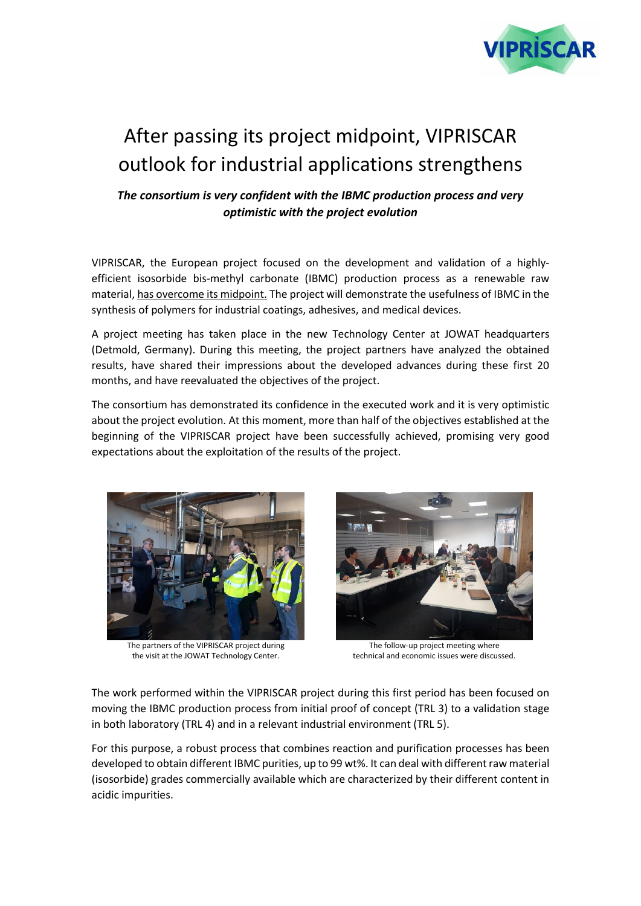# After passing its project midpoint, VIPRISCAR outlook for industrial applications strengthens

***The consortium is very confident with the IBMC production process and very optimistic with the project evolution***

VIPRISCAR, the European project focused on the development and validation of a highly-efficient isosorbide bis-methyl carbonate (IBMC) production process as a renewable raw material, has overcome its midpoint. The project will demonstrate the usefulness of IBMC in the synthesis of polymers for industrial coatings, adhesives, and medical devices.

A project meeting has taken place in the new Technology Center at JOWAT headquarters (Detmold, Germany). During this meeting, the project partners have analyzed the obtained results, have shared their impressions about the developed advances during these first 20 months, and have reevaluated the objectives of the project.

The consortium has demonstrated its confidence in the executed work and it is very optimistic about the project evolution. At this moment, more than half of the objectives established at the beginning of the VIPRISCAR project have been successfully achieved, promising very good expectations about the exploitation of the results of the project.

The partners of the VIPRISCAR project during the visit at the JOWAT Technology Center.

The follow-up project meeting where technical and economic issues were discussed.

The work performed within the VIPRISCAR project during this first period has been focused on moving the IBMC production process from initial proof of concept (TRL 3) to a validation stage in both laboratory (TRL 4) and in a relevant industrial environment (TRL 5).

For this purpose, a robust process that combines reaction and purification processes has been developed to obtain different IBMC purities, up to 99 wt%. It can deal with different raw material (isosorbide) grades commercially available which are characterized by their different content in acidic impurities.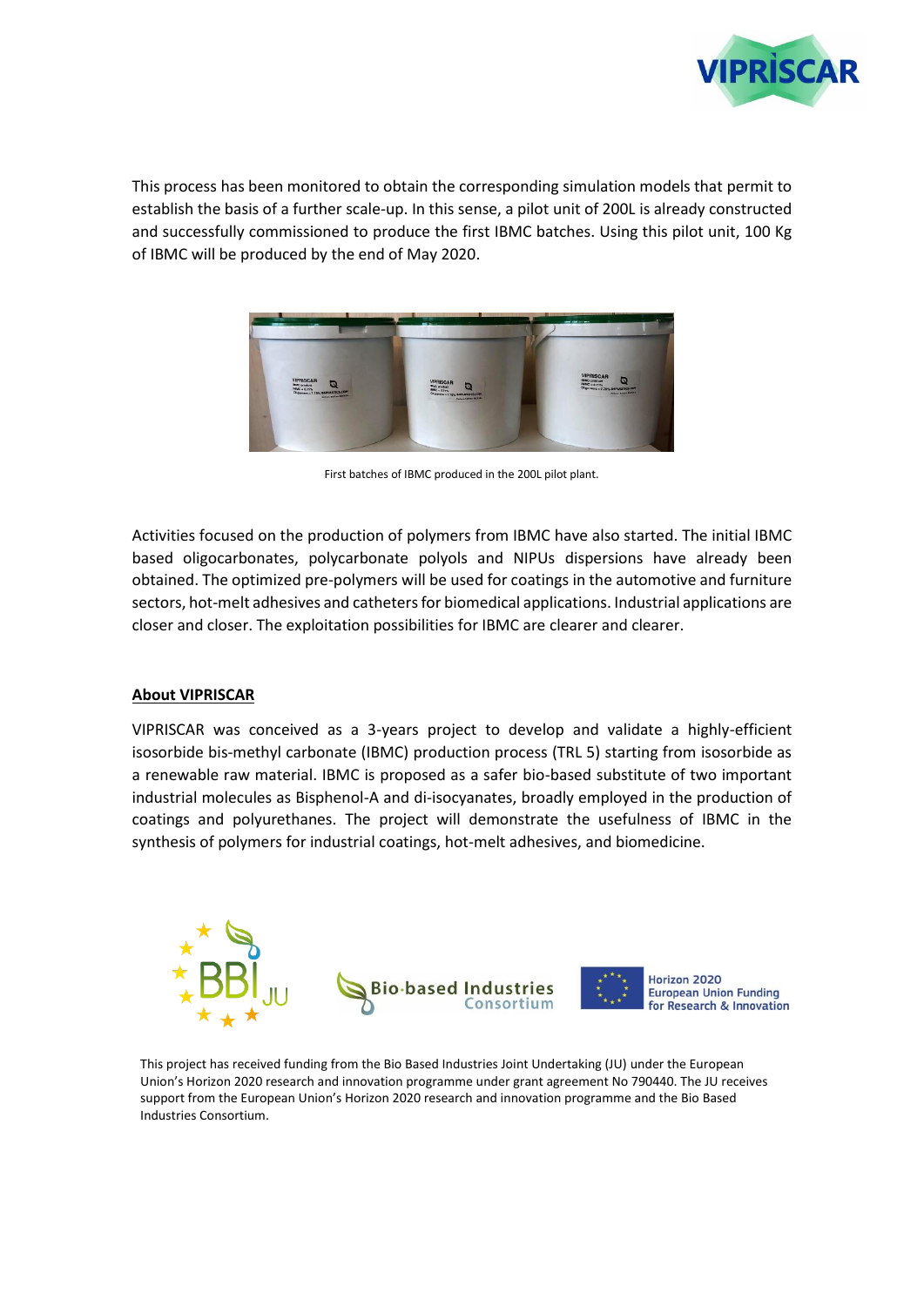This process has been monitored to obtain the corresponding simulation models that permit to establish the basis of a further scale-up. In this sense, a pilot unit of 200L is already constructed and successfully commissioned to produce the first IBMC batches. Using this pilot unit, 100 Kg of IBMC will be produced by the end of May 2020.

First batches of IBMC produced in the 200L pilot plant.

Activities focused on the production of polymers from IBMC have also started. The initial IBMC based oligocarbonates, polycarbonate polyols and NIPUs dispersions have already been obtained. The optimized pre-polymers will be used for coatings in the automotive and furniture sectors, hot-melt adhesives and catheters for biomedical applications. Industrial applications are closer and closer. The exploitation possibilities for IBMC are clearer and clearer.

**About VIPRISCAR**

VIPRISCAR was conceived as a 3-years project to develop and validate a highly-efficient isosorbide bis-methyl carbonate (IBMC) production process (TRL 5) starting from isosorbide as a renewable raw material. IBMC is proposed as a safer bio-based substitute of two important industrial molecules as Bisphenol-A and di-isocyanates, broadly employed in the production of coatings and polyurethanes. The project will demonstrate the usefulness of IBMC in the synthesis of polymers for industrial coatings, hot-melt adhesives, and biomedicine.

This project has received funding from the Bio Based Industries Joint Undertaking (JU) under the European Union's Horizon 2020 research and innovation programme under grant agreement No 790440. The JU receives support from the European Union's Horizon 2020 research and innovation programme and the Bio Based Industries Consortium.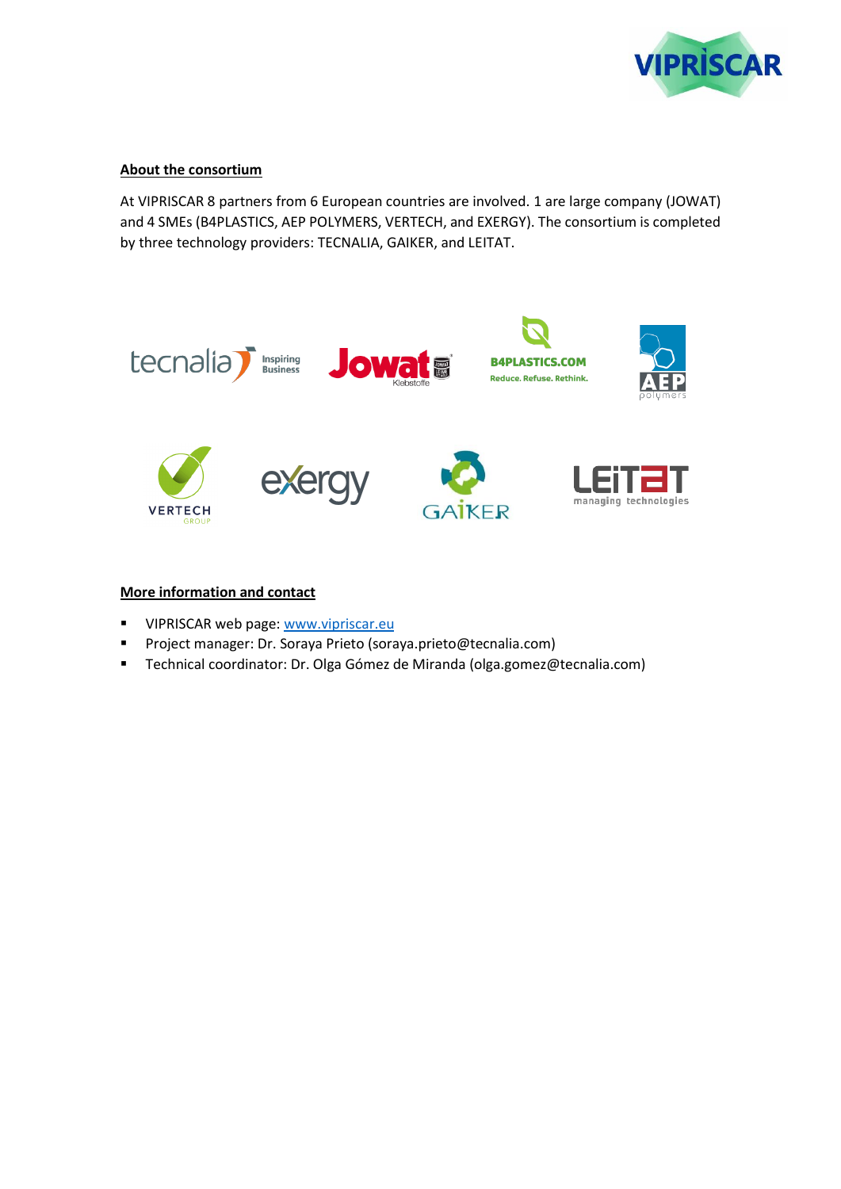**About the consortium**

At VIPRISCAR 8 partners from 6 European countries are involved. 1 are large company (JOWAT) and 4 SMEs (B4PLASTICS, AEP POLYMERS, VERTECH, and EXERGY). The consortium is completed by three technology providers: TECNALIA, GAIKER, and LEITAT.

**More information and contact**

- VIPRISCAR web page: [www.vipriscar.eu](www.vipriscar.eu)
- Project manager: Dr. Soraya Prieto (soraya.prieto@tecnalia.com)
- Technical coordinator: Dr. Olga Gómez de Miranda (olga.gomez@tecnalia.com)